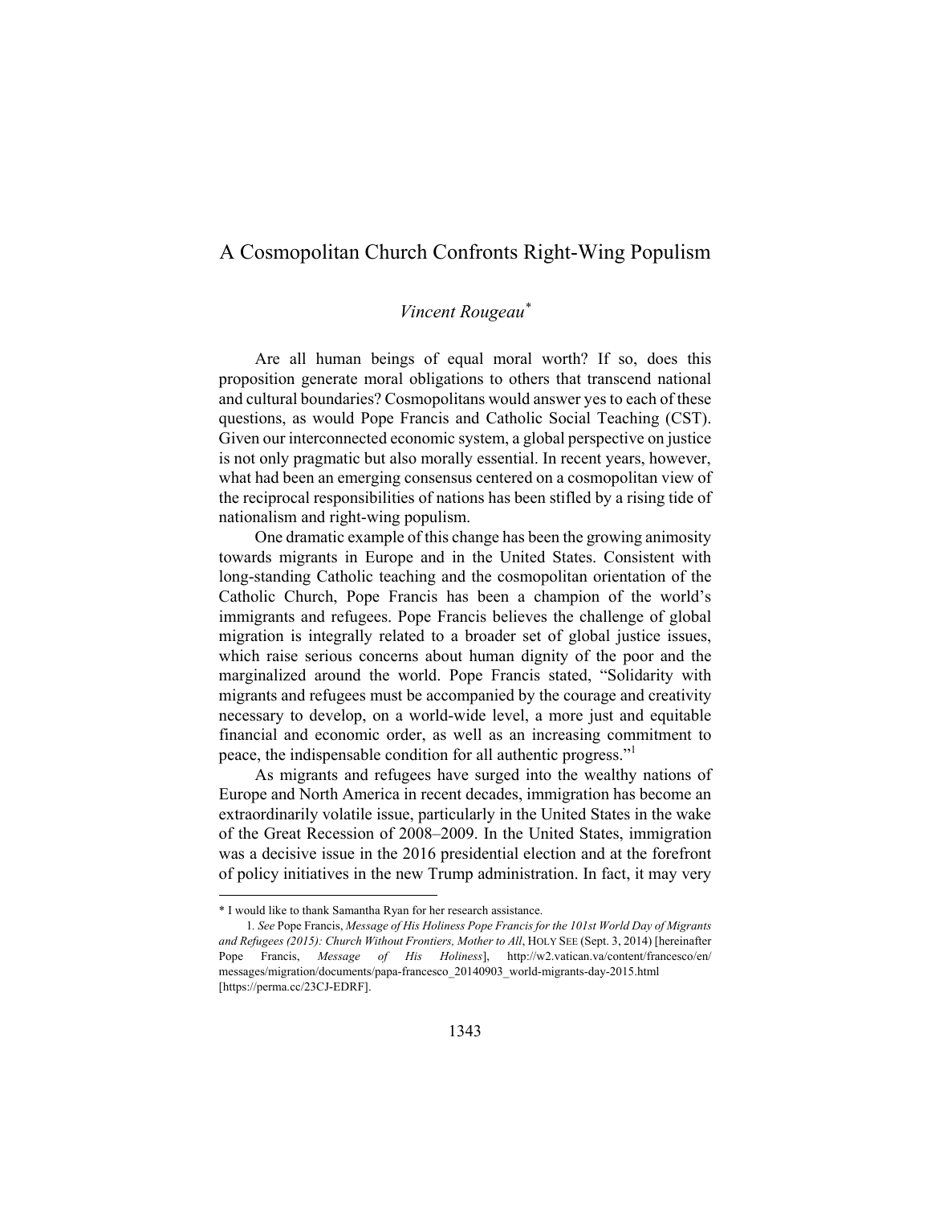# A Cosmopolitan Church Confronts Right-Wing Populism

*Vincent Rougeau*[*]

Are all human beings of equal moral worth? If so, does this proposition generate moral obligations to others that transcend national and cultural boundaries? Cosmopolitans would answer yes to each of these questions, as would Pope Francis and Catholic Social Teaching (CST). Given our interconnected economic system, a global perspective on justice is not only pragmatic but also morally essential. In recent years, however, what had been an emerging consensus centered on a cosmopolitan view of the reciprocal responsibilities of nations has been stifled by a rising tide of nationalism and right-wing populism.

One dramatic example of this change has been the growing animosity towards migrants in Europe and in the United States. Consistent with long-standing Catholic teaching and the cosmopolitan orientation of the Catholic Church, Pope Francis has been a champion of the world's immigrants and refugees. Pope Francis believes the challenge of global migration is integrally related to a broader set of global justice issues, which raise serious concerns about human dignity of the poor and the marginalized around the world. Pope Francis stated, "Solidarity with migrants and refugees must be accompanied by the courage and creativity necessary to develop, on a world-wide level, a more just and equitable financial and economic order, as well as an increasing commitment to peace, the indispensable condition for all authentic progress."[1]

As migrants and refugees have surged into the wealthy nations of Europe and North America in recent decades, immigration has become an extraordinarily volatile issue, particularly in the United States in the wake of the Great Recession of 2008–2009. In the United States, immigration was a decisive issue in the 2016 presidential election and at the forefront of policy initiatives in the new Trump administration. In fact, it may very

---

\* I would like to thank Samantha Ryan for her research assistance.

1. *See* Pope Francis, *Message of His Holiness Pope Francis for the 101st World Day of Migrants and Refugees (2015): Church Without Frontiers, Mother to All*, HOLY SEE (Sept. 3, 2014) [hereinafter Pope Francis, *Message of His Holiness*], http://w2.vatican.va/content/francesco/en/messages/migration/documents/papa-francesco_20140903_world-migrants-day-2015.html [https://perma.cc/23CJ-EDRF].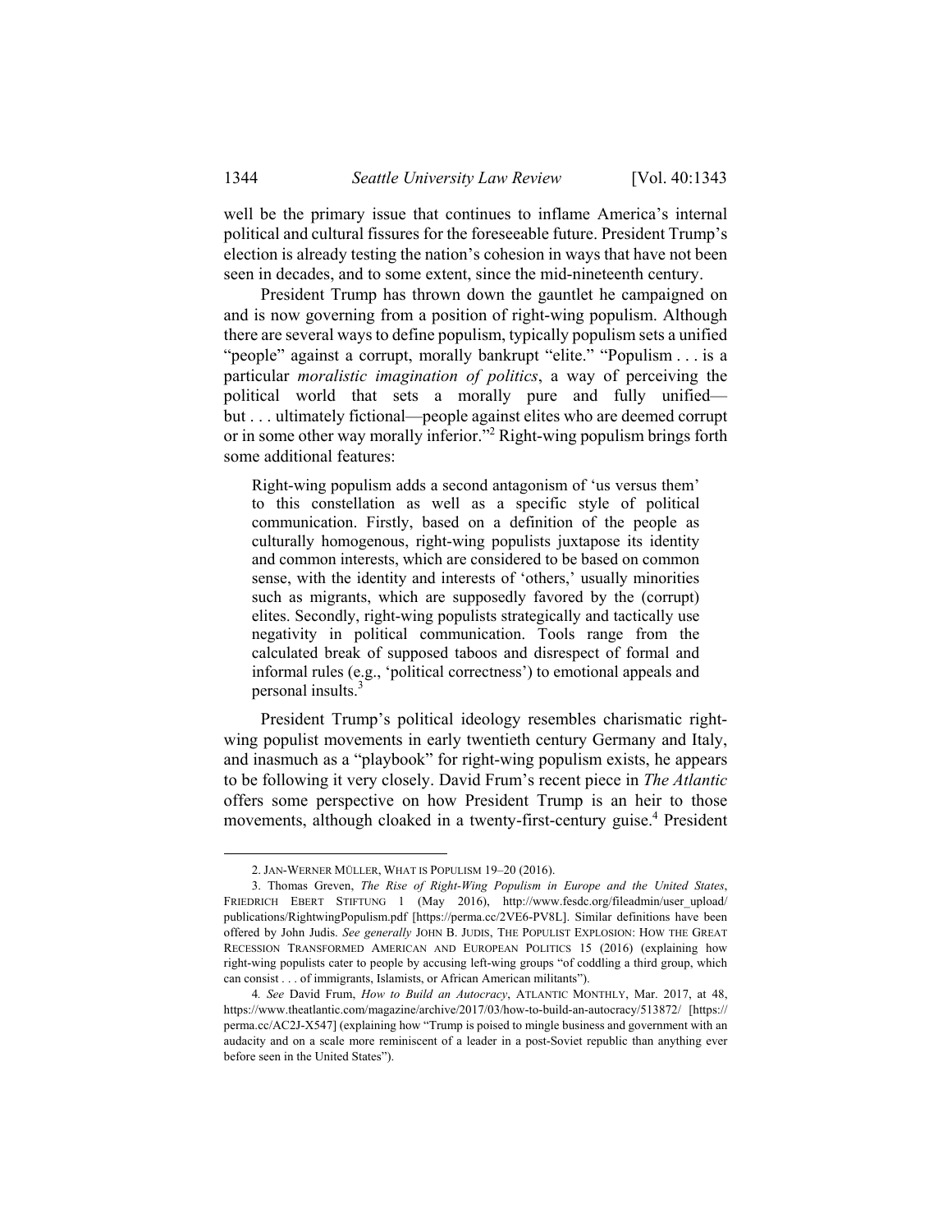well be the primary issue that continues to inflame America's internal political and cultural fissures for the foreseeable future. President Trump's election is already testing the nation's cohesion in ways that have not been seen in decades, and to some extent, since the mid-nineteenth century.

President Trump has thrown down the gauntlet he campaigned on and is now governing from a position of right-wing populism. Although there are several ways to define populism, typically populism sets a unified "people" against a corrupt, morally bankrupt "elite." "Populism . . . is a particular *moralistic imagination of politics*, a way of perceiving the political world that sets a morally pure and fully unified—but . . . ultimately fictional—people against elites who are deemed corrupt or in some other way morally inferior."[2] Right-wing populism brings forth some additional features:

> Right-wing populism adds a second antagonism of 'us versus them' to this constellation as well as a specific style of political communication. Firstly, based on a definition of the people as culturally homogenous, right-wing populists juxtapose its identity and common interests, which are considered to be based on common sense, with the identity and interests of 'others,' usually minorities such as migrants, which are supposedly favored by the (corrupt) elites. Secondly, right-wing populists strategically and tactically use negativity in political communication. Tools range from the calculated break of supposed taboos and disrespect of formal and informal rules (e.g., 'political correctness') to emotional appeals and personal insults.[3]

President Trump's political ideology resembles charismatic right-wing populist movements in early twentieth century Germany and Italy, and inasmuch as a "playbook" for right-wing populism exists, he appears to be following it very closely. David Frum's recent piece in *The Atlantic* offers some perspective on how President Trump is an heir to those movements, although cloaked in a twenty-first-century guise.[4] President

---

2. JAN-WERNER MÜLLER, WHAT IS POPULISM 19–20 (2016).

3. Thomas Greven, *The Rise of Right-Wing Populism in Europe and the United States*, FRIEDRICH EBERT STIFTUNG 1 (May 2016), http://www.fesdc.org/fileadmin/user_upload/publications/RightwingPopulism.pdf [https://perma.cc/2VE6-PV8L]. Similar definitions have been offered by John Judis. *See generally* JOHN B. JUDIS, THE POPULIST EXPLOSION: HOW THE GREAT RECESSION TRANSFORMED AMERICAN AND EUROPEAN POLITICS 15 (2016) (explaining how right-wing populists cater to people by accusing left-wing groups "of coddling a third group, which can consist . . . of immigrants, Islamists, or African American militants").

4. *See* David Frum, *How to Build an Autocracy*, ATLANTIC MONTHLY, Mar. 2017, at 48, https://www.theatlantic.com/magazine/archive/2017/03/how-to-build-an-autocracy/513872/ [https://perma.cc/AC2J-X547] (explaining how "Trump is poised to mingle business and government with an audacity and on a scale more reminiscent of a leader in a post-Soviet republic than anything ever before seen in the United States").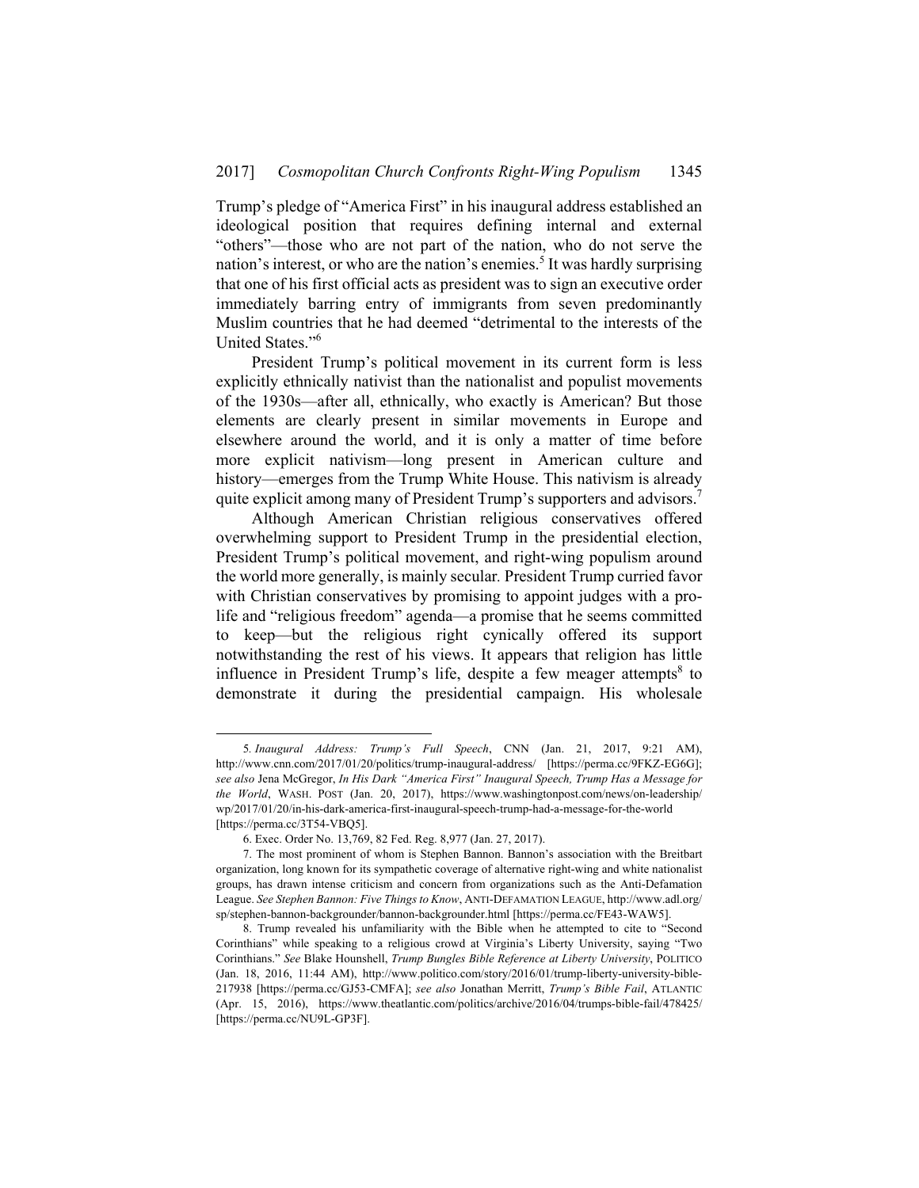Trump's pledge of "America First" in his inaugural address established an ideological position that requires defining internal and external "others"—those who are not part of the nation, who do not serve the nation's interest, or who are the nation's enemies.[5] It was hardly surprising that one of his first official acts as president was to sign an executive order immediately barring entry of immigrants from seven predominantly Muslim countries that he had deemed "detrimental to the interests of the United States."[6]

President Trump's political movement in its current form is less explicitly ethnically nativist than the nationalist and populist movements of the 1930s—after all, ethnically, who exactly is American? But those elements are clearly present in similar movements in Europe and elsewhere around the world, and it is only a matter of time before more explicit nativism—long present in American culture and history—emerges from the Trump White House. This nativism is already quite explicit among many of President Trump's supporters and advisors.[7]

Although American Christian religious conservatives offered overwhelming support to President Trump in the presidential election, President Trump's political movement, and right-wing populism around the world more generally, is mainly secular. President Trump curried favor with Christian conservatives by promising to appoint judges with a pro-life and "religious freedom" agenda—a promise that he seems committed to keep—but the religious right cynically offered its support notwithstanding the rest of his views. It appears that religion has little influence in President Trump's life, despite a few meager attempts[8] to demonstrate it during the presidential campaign. His wholesale

---

5. *Inaugural Address: Trump's Full Speech*, CNN (Jan. 21, 2017, 9:21 AM), http://www.cnn.com/2017/01/20/politics/trump-inaugural-address/ [https://perma.cc/9FKZ-EG6G]; *see also* Jena McGregor, *In His Dark "America First" Inaugural Speech, Trump Has a Message for the World*, WASH. POST (Jan. 20, 2017), https://www.washingtonpost.com/news/on-leadership/wp/2017/01/20/in-his-dark-america-first-inaugural-speech-trump-had-a-message-for-the-world [https://perma.cc/3T54-VBQ5].

6. Exec. Order No. 13,769, 82 Fed. Reg. 8,977 (Jan. 27, 2017).

7. The most prominent of whom is Stephen Bannon. Bannon's association with the Breitbart organization, long known for its sympathetic coverage of alternative right-wing and white nationalist groups, has drawn intense criticism and concern from organizations such as the Anti-Defamation League. *See Stephen Bannon: Five Things to Know*, ANTI-DEFAMATION LEAGUE, http://www.adl.org/sp/stephen-bannon-backgrounder/bannon-backgrounder.html [https://perma.cc/FE43-WAW5].

8. Trump revealed his unfamiliarity with the Bible when he attempted to cite to "Second Corinthians" while speaking to a religious crowd at Virginia's Liberty University, saying "Two Corinthians." *See* Blake Hounshell, *Trump Bungles Bible Reference at Liberty University*, POLITICO (Jan. 18, 2016, 11:44 AM), http://www.politico.com/story/2016/01/trump-liberty-university-bible-217938 [https://perma.cc/GJ53-CMFA]; *see also* Jonathan Merritt, *Trump's Bible Fail*, ATLANTIC (Apr. 15, 2016), https://www.theatlantic.com/politics/archive/2016/04/trumps-bible-fail/478425/ [https://perma.cc/NU9L-GP3F].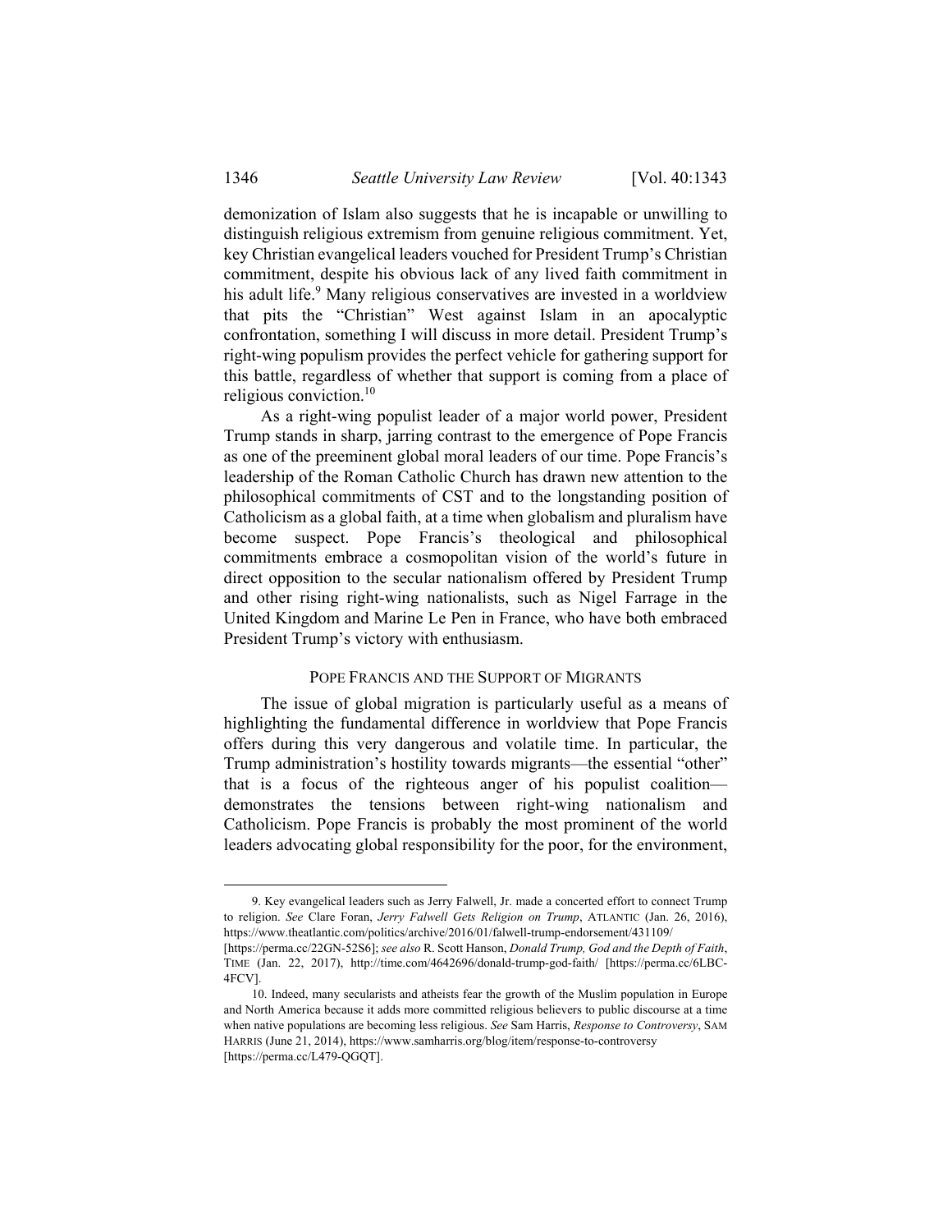demonization of Islam also suggests that he is incapable or unwilling to distinguish religious extremism from genuine religious commitment. Yet, key Christian evangelical leaders vouched for President Trump's Christian commitment, despite his obvious lack of any lived faith commitment in his adult life.[9] Many religious conservatives are invested in a worldview that pits the "Christian" West against Islam in an apocalyptic confrontation, something I will discuss in more detail. President Trump's right-wing populism provides the perfect vehicle for gathering support for this battle, regardless of whether that support is coming from a place of religious conviction.[10]

As a right-wing populist leader of a major world power, President Trump stands in sharp, jarring contrast to the emergence of Pope Francis as one of the preeminent global moral leaders of our time. Pope Francis's leadership of the Roman Catholic Church has drawn new attention to the philosophical commitments of CST and to the longstanding position of Catholicism as a global faith, at a time when globalism and pluralism have become suspect. Pope Francis's theological and philosophical commitments embrace a cosmopolitan vision of the world's future in direct opposition to the secular nationalism offered by President Trump and other rising right-wing nationalists, such as Nigel Farrage in the United Kingdom and Marine Le Pen in France, who have both embraced President Trump's victory with enthusiasm.

## Pope Francis and the Support of Migrants

The issue of global migration is particularly useful as a means of highlighting the fundamental difference in worldview that Pope Francis offers during this very dangerous and volatile time. In particular, the Trump administration's hostility towards migrants—the essential "other" that is a focus of the righteous anger of his populist coalition—demonstrates the tensions between right-wing nationalism and Catholicism. Pope Francis is probably the most prominent of the world leaders advocating global responsibility for the poor, for the environment,

---

9. Key evangelical leaders such as Jerry Falwell, Jr. made a concerted effort to connect Trump to religion. *See* Clare Foran, *Jerry Falwell Gets Religion on Trump*, ATLANTIC (Jan. 26, 2016), https://www.theatlantic.com/politics/archive/2016/01/falwell-trump-endorsement/431109/ [https://perma.cc/22GN-52S6]; *see also* R. Scott Hanson, *Donald Trump, God and the Depth of Faith*, TIME (Jan. 22, 2017), http://time.com/4642696/donald-trump-god-faith/ [https://perma.cc/6LBC-4FCV].

10. Indeed, many secularists and atheists fear the growth of the Muslim population in Europe and North America because it adds more committed religious believers to public discourse at a time when native populations are becoming less religious. *See* Sam Harris, *Response to Controversy*, SAM HARRIS (June 21, 2014), https://www.samharris.org/blog/item/response-to-controversy [https://perma.cc/L479-QGQT].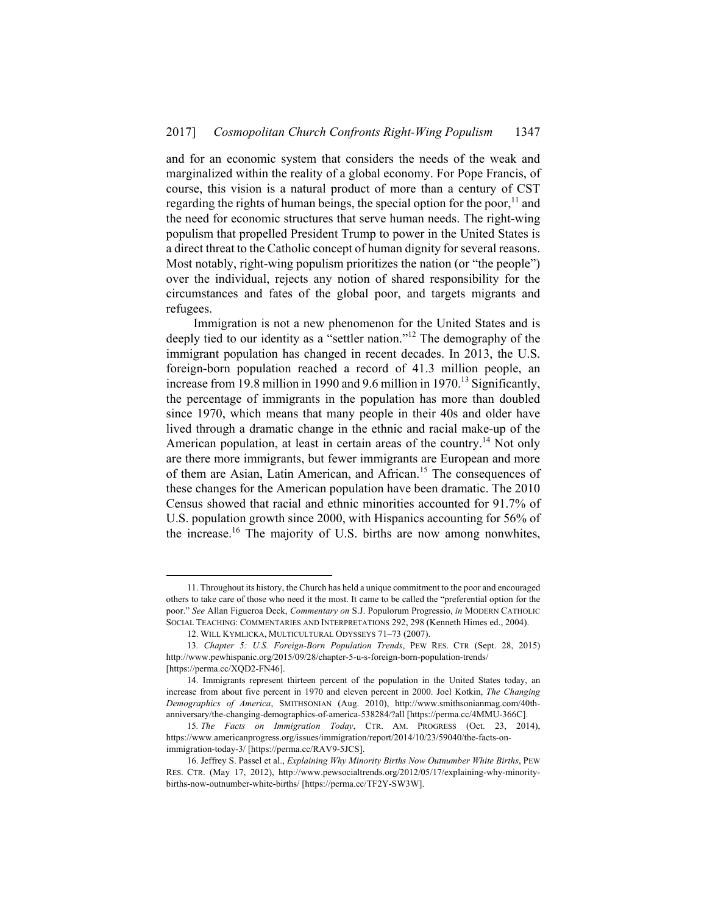and for an economic system that considers the needs of the weak and marginalized within the reality of a global economy. For Pope Francis, of course, this vision is a natural product of more than a century of CST regarding the rights of human beings, the special option for the poor,[11] and the need for economic structures that serve human needs. The right-wing populism that propelled President Trump to power in the United States is a direct threat to the Catholic concept of human dignity for several reasons. Most notably, right-wing populism prioritizes the nation (or "the people") over the individual, rejects any notion of shared responsibility for the circumstances and fates of the global poor, and targets migrants and refugees.

Immigration is not a new phenomenon for the United States and is deeply tied to our identity as a "settler nation."[12] The demography of the immigrant population has changed in recent decades. In 2013, the U.S. foreign-born population reached a record of 41.3 million people, an increase from 19.8 million in 1990 and 9.6 million in 1970.[13] Significantly, the percentage of immigrants in the population has more than doubled since 1970, which means that many people in their 40s and older have lived through a dramatic change in the ethnic and racial make-up of the American population, at least in certain areas of the country.[14] Not only are there more immigrants, but fewer immigrants are European and more of them are Asian, Latin American, and African.[15] The consequences of these changes for the American population have been dramatic. The 2010 Census showed that racial and ethnic minorities accounted for 91.7% of U.S. population growth since 2000, with Hispanics accounting for 56% of the increase.[16] The majority of U.S. births are now among nonwhites,

---

11. Throughout its history, the Church has held a unique commitment to the poor and encouraged others to take care of those who need it the most. It came to be called the "preferential option for the poor." *See* Allan Figueroa Deck, *Commentary on* S.J. Populorum Progressio, *in* MODERN CATHOLIC SOCIAL TEACHING: COMMENTARIES AND INTERPRETATIONS 292, 298 (Kenneth Himes ed., 2004).

12. WILL KYMLICKA, MULTICULTURAL ODYSSEYS 71–73 (2007).

13. *Chapter 5: U.S. Foreign-Born Population Trends*, PEW RES. CTR (Sept. 28, 2015) http://www.pewhispanic.org/2015/09/28/chapter-5-u-s-foreign-born-population-trends/ [https://perma.cc/XQD2-FN46].

14. Immigrants represent thirteen percent of the population in the United States today, an increase from about five percent in 1970 and eleven percent in 2000. Joel Kotkin, *The Changing Demographics of America*, SMITHSONIAN (Aug. 2010), http://www.smithsonianmag.com/40th-anniversary/the-changing-demographics-of-america-538284/?all [https://perma.cc/4MMU-366C].

15. *The Facts on Immigration Today*, CTR. AM. PROGRESS (Oct. 23, 2014), https://www.americanprogress.org/issues/immigration/report/2014/10/23/59040/the-facts-on-immigration-today-3/ [https://perma.cc/RAV9-5JCS].

16. Jeffrey S. Passel et al., *Explaining Why Minority Births Now Outnumber White Births*, PEW RES. CTR. (May 17, 2012), http://www.pewsocialtrends.org/2012/05/17/explaining-why-minority-births-now-outnumber-white-births/ [https://perma.cc/TF2Y-SW3W].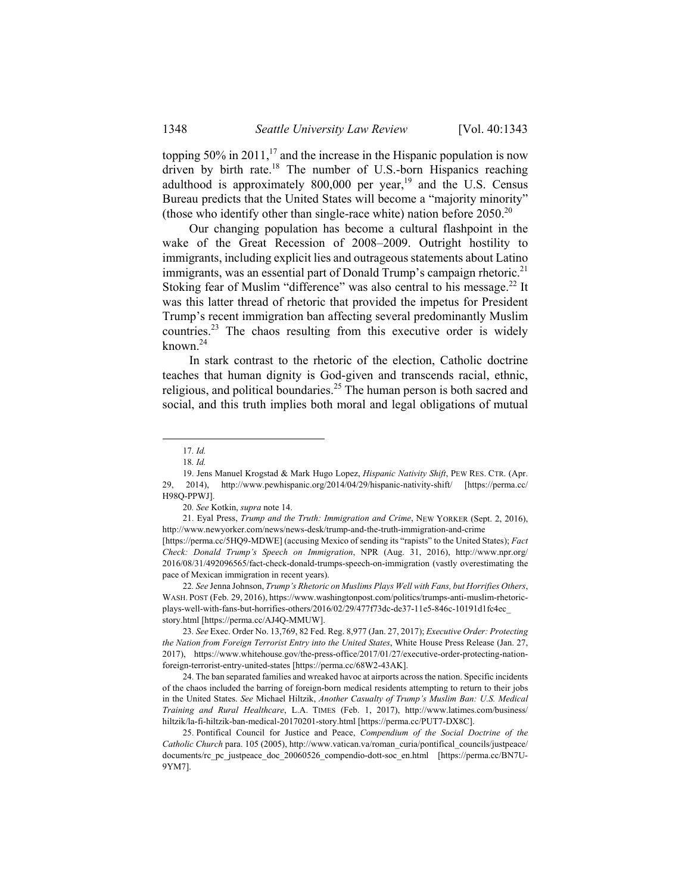topping 50% in 2011,[17] and the increase in the Hispanic population is now driven by birth rate.[18] The number of U.S.-born Hispanics reaching adulthood is approximately 800,000 per year,[19] and the U.S. Census Bureau predicts that the United States will become a "majority minority" (those who identify other than single-race white) nation before 2050.[20]

Our changing population has become a cultural flashpoint in the wake of the Great Recession of 2008–2009. Outright hostility to immigrants, including explicit lies and outrageous statements about Latino immigrants, was an essential part of Donald Trump's campaign rhetoric.[21] Stoking fear of Muslim "difference" was also central to his message.[22] It was this latter thread of rhetoric that provided the impetus for President Trump's recent immigration ban affecting several predominantly Muslim countries.[23] The chaos resulting from this executive order is widely known.[24]

In stark contrast to the rhetoric of the election, Catholic doctrine teaches that human dignity is God-given and transcends racial, ethnic, religious, and political boundaries.[25] The human person is both sacred and social, and this truth implies both moral and legal obligations of mutual

---

17. *Id.*

18. *Id.*

19. Jens Manuel Krogstad & Mark Hugo Lopez, *Hispanic Nativity Shift*, PEW RES. CTR. (Apr. 29, 2014), http://www.pewhispanic.org/2014/04/29/hispanic-nativity-shift/ [https://perma.cc/H98Q-PPWJ].

20. *See* Kotkin, *supra* note 14.

21. Eyal Press, *Trump and the Truth: Immigration and Crime*, NEW YORKER (Sept. 2, 2016), http://www.newyorker.com/news/news-desk/trump-and-the-truth-immigration-and-crime [https://perma.cc/5HQ9-MDWE] (accusing Mexico of sending its "rapists" to the United States); *Fact Check: Donald Trump's Speech on Immigration*, NPR (Aug. 31, 2016), http://www.npr.org/2016/08/31/492096565/fact-check-donald-trumps-speech-on-immigration (vastly overestimating the pace of Mexican immigration in recent years).

22. *See* Jenna Johnson, *Trump's Rhetoric on Muslims Plays Well with Fans, but Horrifies Others*, WASH. POST (Feb. 29, 2016), https://www.washingtonpost.com/politics/trumps-anti-muslim-rhetoric-plays-well-with-fans-but-horrifies-others/2016/02/29/477f73dc-de37-11e5-846c-10191d1fc4ec_story.html [https://perma.cc/AJ4Q-MMUW].

23. *See* Exec. Order No. 13,769, 82 Fed. Reg. 8,977 (Jan. 27, 2017); *Executive Order: Protecting the Nation from Foreign Terrorist Entry into the United States*, White House Press Release (Jan. 27, 2017), https://www.whitehouse.gov/the-press-office/2017/01/27/executive-order-protecting-nation-foreign-terrorist-entry-united-states [https://perma.cc/68W2-43AK].

24. The ban separated families and wreaked havoc at airports across the nation. Specific incidents of the chaos included the barring of foreign-born medical residents attempting to return to their jobs in the United States. *See* Michael Hiltzik, *Another Casualty of Trump's Muslim Ban: U.S. Medical Training and Rural Healthcare*, L.A. TIMES (Feb. 1, 2017), http://www.latimes.com/business/hiltzik/la-fi-hiltzik-ban-medical-20170201-story.html [https://perma.cc/PUT7-DX8C].

25. Pontifical Council for Justice and Peace, *Compendium of the Social Doctrine of the Catholic Church* para. 105 (2005), http://www.vatican.va/roman_curia/pontifical_councils/justpeace/documents/rc_pc_justpeace_doc_20060526_compendio-dott-soc_en.html [https://perma.cc/BN7U-9YM7].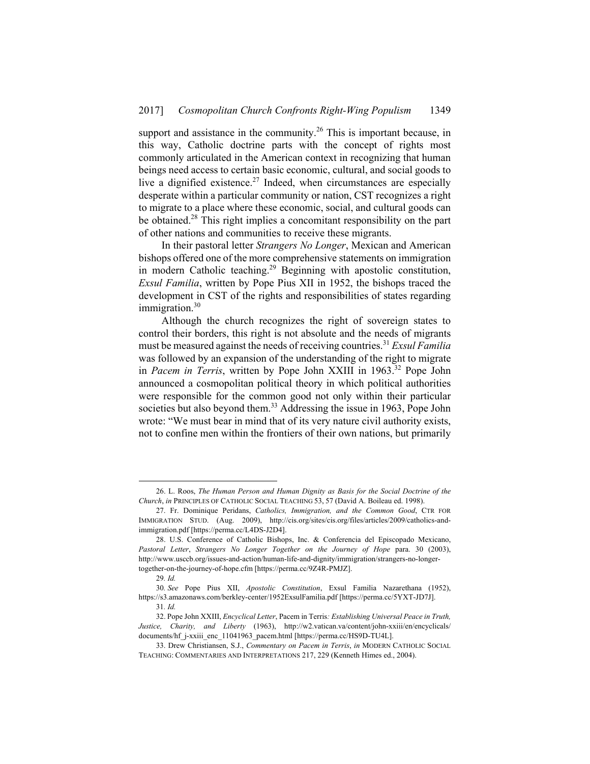support and assistance in the community.[26] This is important because, in this way, Catholic doctrine parts with the concept of rights most commonly articulated in the American context in recognizing that human beings need access to certain basic economic, cultural, and social goods to live a dignified existence.[27] Indeed, when circumstances are especially desperate within a particular community or nation, CST recognizes a right to migrate to a place where these economic, social, and cultural goods can be obtained.[28] This right implies a concomitant responsibility on the part of other nations and communities to receive these migrants.

In their pastoral letter *Strangers No Longer*, Mexican and American bishops offered one of the more comprehensive statements on immigration in modern Catholic teaching.[29] Beginning with apostolic constitution, *Exsul Familia*, written by Pope Pius XII in 1952, the bishops traced the development in CST of the rights and responsibilities of states regarding immigration.[30]

Although the church recognizes the right of sovereign states to control their borders, this right is not absolute and the needs of migrants must be measured against the needs of receiving countries.[31] *Exsul Familia* was followed by an expansion of the understanding of the right to migrate in *Pacem in Terris*, written by Pope John XXIII in 1963.[32] Pope John announced a cosmopolitan political theory in which political authorities were responsible for the common good not only within their particular societies but also beyond them.[33] Addressing the issue in 1963, Pope John wrote: "We must bear in mind that of its very nature civil authority exists, not to confine men within the frontiers of their own nations, but primarily

---

26. L. Roos, *The Human Person and Human Dignity as Basis for the Social Doctrine of the Church*, *in* PRINCIPLES OF CATHOLIC SOCIAL TEACHING 53, 57 (David A. Boileau ed. 1998).

27. Fr. Dominique Peridans, *Catholics, Immigration, and the Common Good*, CTR FOR IMMIGRATION STUD. (Aug. 2009), http://cis.org/sites/cis.org/files/articles/2009/catholics-and-immigration.pdf [https://perma.cc/L4DS-J2D4].

28. U.S. Conference of Catholic Bishops, Inc. & Conferencia del Episcopado Mexicano, *Pastoral Letter*, *Strangers No Longer Together on the Journey of Hope* para. 30 (2003), http://www.usccb.org/issues-and-action/human-life-and-dignity/immigration/strangers-no-longer-together-on-the-journey-of-hope.cfm [https://perma.cc/9Z4R-PMJZ].

29. *Id.*

30. *See* Pope Pius XII, *Apostolic Constitution*, Exsul Familia Nazarethana (1952), https://s3.amazonaws.com/berkley-center/1952ExsulFamilia.pdf [https://perma.cc/5YXT-JD7J].

31. *Id.*

32. Pope John XXIII, *Encyclical Letter*, Pacem in Terris*: Establishing Universal Peace in Truth, Justice, Charity, and Liberty* (1963), http://w2.vatican.va/content/john-xxiii/en/encyclicals/documents/hf_j-xxiii_enc_11041963_pacem.html [https://perma.cc/HS9D-TU4L].

33. Drew Christiansen, S.J., *Commentary on Pacem in Terris*, *in* MODERN CATHOLIC SOCIAL TEACHING: COMMENTARIES AND INTERPRETATIONS 217, 229 (Kenneth Himes ed., 2004).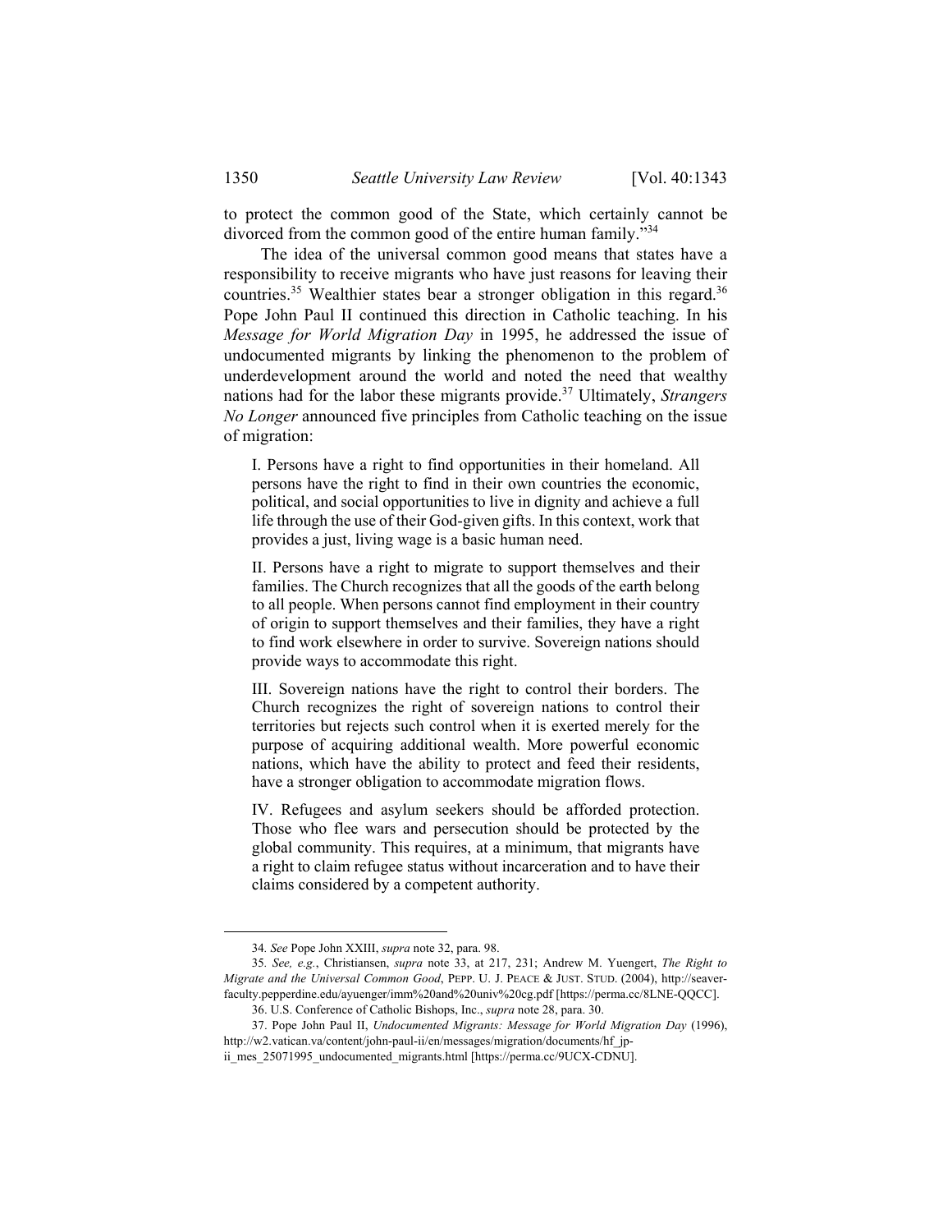to protect the common good of the State, which certainly cannot be divorced from the common good of the entire human family."[34]

The idea of the universal common good means that states have a responsibility to receive migrants who have just reasons for leaving their countries.[35] Wealthier states bear a stronger obligation in this regard.[36] Pope John Paul II continued this direction in Catholic teaching. In his *Message for World Migration Day* in 1995, he addressed the issue of undocumented migrants by linking the phenomenon to the problem of underdevelopment around the world and noted the need that wealthy nations had for the labor these migrants provide.[37] Ultimately, *Strangers No Longer* announced five principles from Catholic teaching on the issue of migration:

> I. Persons have a right to find opportunities in their homeland. All persons have the right to find in their own countries the economic, political, and social opportunities to live in dignity and achieve a full life through the use of their God-given gifts. In this context, work that provides a just, living wage is a basic human need.
>
> II. Persons have a right to migrate to support themselves and their families. The Church recognizes that all the goods of the earth belong to all people. When persons cannot find employment in their country of origin to support themselves and their families, they have a right to find work elsewhere in order to survive. Sovereign nations should provide ways to accommodate this right.
>
> III. Sovereign nations have the right to control their borders. The Church recognizes the right of sovereign nations to control their territories but rejects such control when it is exerted merely for the purpose of acquiring additional wealth. More powerful economic nations, which have the ability to protect and feed their residents, have a stronger obligation to accommodate migration flows.
>
> IV. Refugees and asylum seekers should be afforded protection. Those who flee wars and persecution should be protected by the global community. This requires, at a minimum, that migrants have a right to claim refugee status without incarceration and to have their claims considered by a competent authority.

---

34. *See* Pope John XXIII, *supra* note 32, para. 98.

35. *See, e.g.*, Christiansen, *supra* note 33, at 217, 231; Andrew M. Yuengert, *The Right to Migrate and the Universal Common Good*, PEPP. U. J. PEACE & JUST. STUD. (2004), http://seaver-faculty.pepperdine.edu/ayuenger/imm%20and%20univ%20cg.pdf [https://perma.cc/8LNE-QQCC].

36. U.S. Conference of Catholic Bishops, Inc., *supra* note 28, para. 30.

37. Pope John Paul II, *Undocumented Migrants: Message for World Migration Day* (1996), http://w2.vatican.va/content/john-paul-ii/en/messages/migration/documents/hf_jp-ii_mes_25071995_undocumented_migrants.html [https://perma.cc/9UCX-CDNU].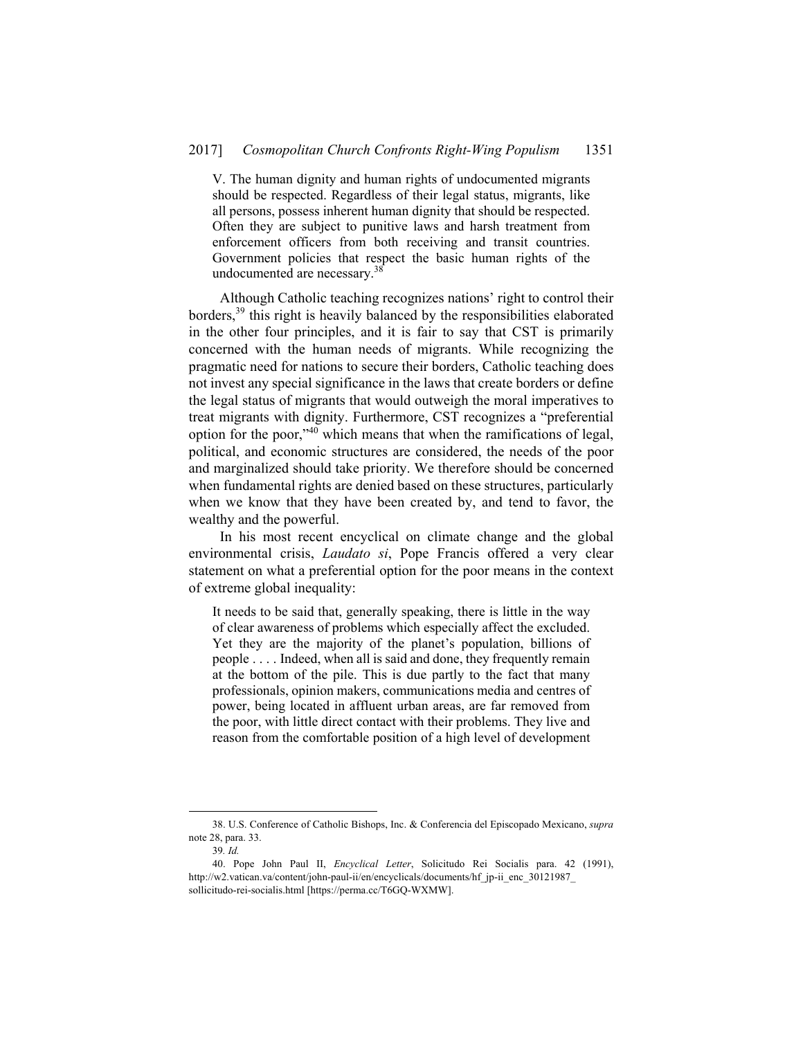> V. The human dignity and human rights of undocumented migrants should be respected. Regardless of their legal status, migrants, like all persons, possess inherent human dignity that should be respected. Often they are subject to punitive laws and harsh treatment from enforcement officers from both receiving and transit countries. Government policies that respect the basic human rights of the undocumented are necessary.[38]

Although Catholic teaching recognizes nations' right to control their borders,[39] this right is heavily balanced by the responsibilities elaborated in the other four principles, and it is fair to say that CST is primarily concerned with the human needs of migrants. While recognizing the pragmatic need for nations to secure their borders, Catholic teaching does not invest any special significance in the laws that create borders or define the legal status of migrants that would outweigh the moral imperatives to treat migrants with dignity. Furthermore, CST recognizes a "preferential option for the poor,"[40] which means that when the ramifications of legal, political, and economic structures are considered, the needs of the poor and marginalized should take priority. We therefore should be concerned when fundamental rights are denied based on these structures, particularly when we know that they have been created by, and tend to favor, the wealthy and the powerful.

In his most recent encyclical on climate change and the global environmental crisis, *Laudato si*, Pope Francis offered a very clear statement on what a preferential option for the poor means in the context of extreme global inequality:

> It needs to be said that, generally speaking, there is little in the way of clear awareness of problems which especially affect the excluded. Yet they are the majority of the planet's population, billions of people . . . . Indeed, when all is said and done, they frequently remain at the bottom of the pile. This is due partly to the fact that many professionals, opinion makers, communications media and centres of power, being located in affluent urban areas, are far removed from the poor, with little direct contact with their problems. They live and reason from the comfortable position of a high level of development

---

38. U.S. Conference of Catholic Bishops, Inc. & Conferencia del Episcopado Mexicano, *supra* note 28, para. 33.

39. *Id.*

40. Pope John Paul II, *Encyclical Letter*, Solicitudo Rei Socialis para. 42 (1991), http://w2.vatican.va/content/john-paul-ii/en/encyclicals/documents/hf_jp-ii_enc_30121987_sollicitudo-rei-socialis.html [https://perma.cc/T6GQ-WXMW].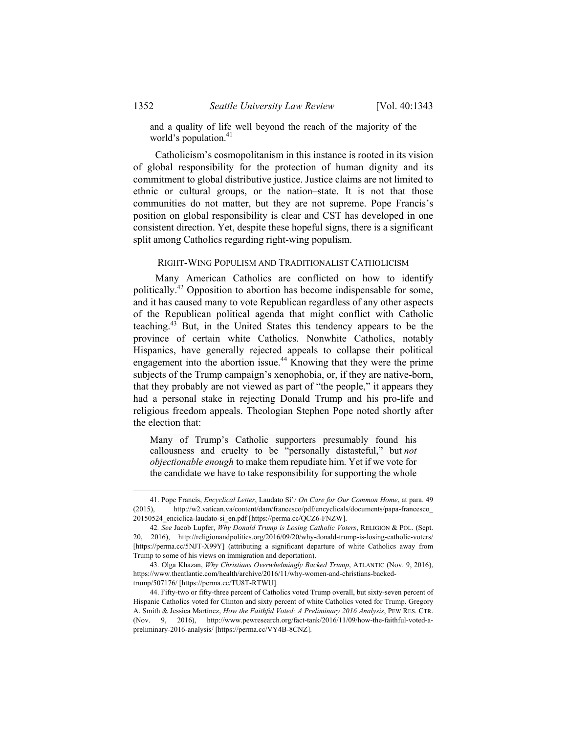and a quality of life well beyond the reach of the majority of the world's population.[41]

Catholicism's cosmopolitanism in this instance is rooted in its vision of global responsibility for the protection of human dignity and its commitment to global distributive justice. Justice claims are not limited to ethnic or cultural groups, or the nation–state. It is not that those communities do not matter, but they are not supreme. Pope Francis's position on global responsibility is clear and CST has developed in one consistent direction. Yet, despite these hopeful signs, there is a significant split among Catholics regarding right-wing populism.

## RIGHT-WING POPULISM AND TRADITIONALIST CATHOLICISM

Many American Catholics are conflicted on how to identify politically.[42] Opposition to abortion has become indispensable for some, and it has caused many to vote Republican regardless of any other aspects of the Republican political agenda that might conflict with Catholic teaching.[43] But, in the United States this tendency appears to be the province of certain white Catholics. Nonwhite Catholics, notably Hispanics, have generally rejected appeals to collapse their political engagement into the abortion issue.[44] Knowing that they were the prime subjects of the Trump campaign's xenophobia, or, if they are native-born, that they probably are not viewed as part of "the people," it appears they had a personal stake in rejecting Donald Trump and his pro-life and religious freedom appeals. Theologian Stephen Pope noted shortly after the election that:

> Many of Trump's Catholic supporters presumably found his callousness and cruelty to be "personally distasteful," but *not objectionable enough* to make them repudiate him. Yet if we vote for the candidate we have to take responsibility for supporting the whole

---

41. Pope Francis, *Encyclical Letter*, Laudato Si'*: On Care for Our Common Home*, at para. 49 (2015), http://w2.vatican.va/content/dam/francesco/pdf/encyclicals/documents/papa-francesco_20150524_enciclica-laudato-si_en.pdf [https://perma.cc/QCZ6-FNZW].

42. *See* Jacob Lupfer, *Why Donald Trump is Losing Catholic Voters*, RELIGION & POL. (Sept. 20, 2016), http://religionandpolitics.org/2016/09/20/why-donald-trump-is-losing-catholic-voters/ [https://perma.cc/5NJT-X99Y] (attributing a significant departure of white Catholics away from Trump to some of his views on immigration and deportation).

43. Olga Khazan, *Why Christians Overwhelmingly Backed Trump*, ATLANTIC (Nov. 9, 2016), https://www.theatlantic.com/health/archive/2016/11/why-women-and-christians-backed-trump/507176/ [https://perma.cc/TU8T-RTWU].

44. Fifty-two or fifty-three percent of Catholics voted Trump overall, but sixty-seven percent of Hispanic Catholics voted for Clinton and sixty percent of white Catholics voted for Trump. Gregory A. Smith & Jessica Martínez, *How the Faithful Voted: A Preliminary 2016 Analysis*, PEW RES. CTR. (Nov. 9, 2016), http://www.pewresearch.org/fact-tank/2016/11/09/how-the-faithful-voted-a-preliminary-2016-analysis/ [https://perma.cc/VY4B-8CNZ].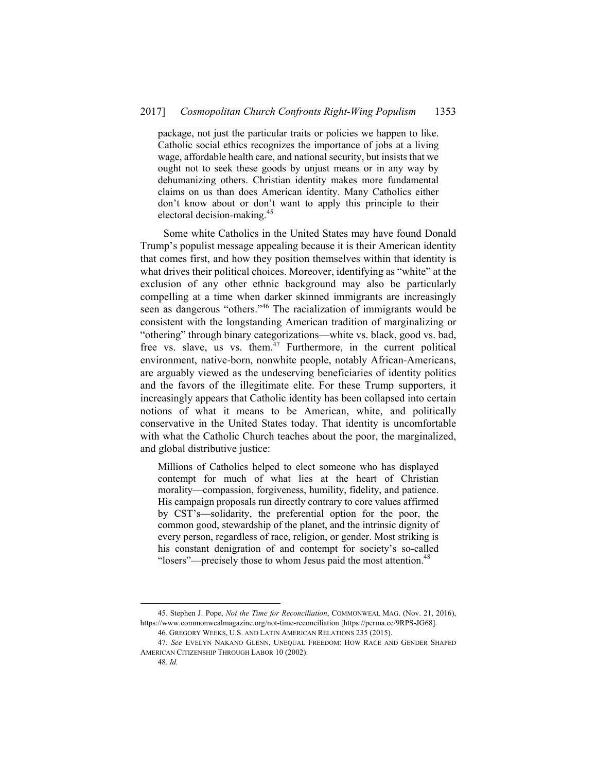package, not just the particular traits or policies we happen to like. Catholic social ethics recognizes the importance of jobs at a living wage, affordable health care, and national security, but insists that we ought not to seek these goods by unjust means or in any way by dehumanizing others. Christian identity makes more fundamental claims on us than does American identity. Many Catholics either don't know about or don't want to apply this principle to their electoral decision-making.[45]

Some white Catholics in the United States may have found Donald Trump's populist message appealing because it is their American identity that comes first, and how they position themselves within that identity is what drives their political choices. Moreover, identifying as "white" at the exclusion of any other ethnic background may also be particularly compelling at a time when darker skinned immigrants are increasingly seen as dangerous "others."[46] The racialization of immigrants would be consistent with the longstanding American tradition of marginalizing or "othering" through binary categorizations—white vs. black, good vs. bad, free vs. slave, us vs. them.[47] Furthermore, in the current political environment, native-born, nonwhite people, notably African-Americans, are arguably viewed as the undeserving beneficiaries of identity politics and the favors of the illegitimate elite. For these Trump supporters, it increasingly appears that Catholic identity has been collapsed into certain notions of what it means to be American, white, and politically conservative in the United States today. That identity is uncomfortable with what the Catholic Church teaches about the poor, the marginalized, and global distributive justice:

> Millions of Catholics helped to elect someone who has displayed contempt for much of what lies at the heart of Christian morality—compassion, forgiveness, humility, fidelity, and patience. His campaign proposals run directly contrary to core values affirmed by CST's—solidarity, the preferential option for the poor, the common good, stewardship of the planet, and the intrinsic dignity of every person, regardless of race, religion, or gender. Most striking is his constant denigration of and contempt for society's so-called "losers"—precisely those to whom Jesus paid the most attention.[48]

---

45. Stephen J. Pope, *Not the Time for Reconciliation*, COMMONWEAL MAG. (Nov. 21, 2016), https://www.commonwealmagazine.org/not-time-reconciliation [https://perma.cc/9RPS-JG68].

46. GREGORY WEEKS, U.S. AND LATIN AMERICAN RELATIONS 235 (2015).

47. *See* EVELYN NAKANO GLENN, UNEQUAL FREEDOM: HOW RACE AND GENDER SHAPED AMERICAN CITIZENSHIP THROUGH LABOR 10 (2002).

48. *Id.*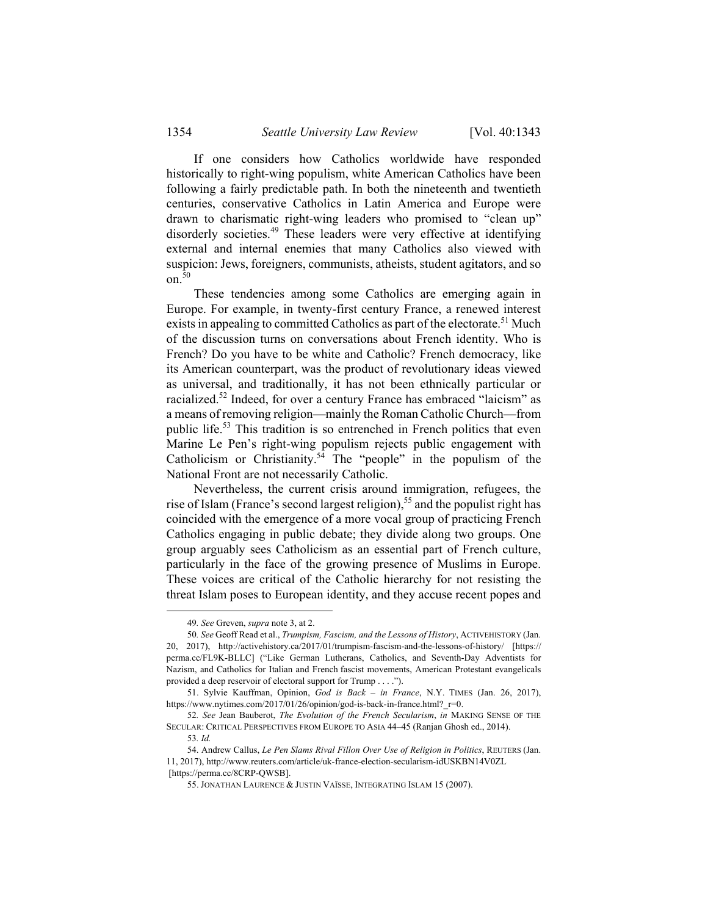If one considers how Catholics worldwide have responded historically to right-wing populism, white American Catholics have been following a fairly predictable path. In both the nineteenth and twentieth centuries, conservative Catholics in Latin America and Europe were drawn to charismatic right-wing leaders who promised to "clean up" disorderly societies.[49] These leaders were very effective at identifying external and internal enemies that many Catholics also viewed with suspicion: Jews, foreigners, communists, atheists, student agitators, and so on.[50]

These tendencies among some Catholics are emerging again in Europe. For example, in twenty-first century France, a renewed interest exists in appealing to committed Catholics as part of the electorate.[51] Much of the discussion turns on conversations about French identity. Who is French? Do you have to be white and Catholic? French democracy, like its American counterpart, was the product of revolutionary ideas viewed as universal, and traditionally, it has not been ethnically particular or racialized.[52] Indeed, for over a century France has embraced "laicism" as a means of removing religion—mainly the Roman Catholic Church—from public life.[53] This tradition is so entrenched in French politics that even Marine Le Pen's right-wing populism rejects public engagement with Catholicism or Christianity.[54] The "people" in the populism of the National Front are not necessarily Catholic.

Nevertheless, the current crisis around immigration, refugees, the rise of Islam (France's second largest religion),[55] and the populist right has coincided with the emergence of a more vocal group of practicing French Catholics engaging in public debate; they divide along two groups. One group arguably sees Catholicism as an essential part of French culture, particularly in the face of the growing presence of Muslims in Europe. These voices are critical of the Catholic hierarchy for not resisting the threat Islam poses to European identity, and they accuse recent popes and

---

49. *See* Greven, *supra* note 3, at 2.

50. *See* Geoff Read et al., *Trumpism, Fascism, and the Lessons of History*, ACTIVEHISTORY (Jan. 20, 2017), http://activehistory.ca/2017/01/trumpism-fascism-and-the-lessons-of-history/ [https://perma.cc/FL9K-BLLC] ("Like German Lutherans, Catholics, and Seventh-Day Adventists for Nazism, and Catholics for Italian and French fascist movements, American Protestant evangelicals provided a deep reservoir of electoral support for Trump . . . .").

51. Sylvie Kauffman, Opinion, *God is Back – in France*, N.Y. TIMES (Jan. 26, 2017), https://www.nytimes.com/2017/01/26/opinion/god-is-back-in-france.html?_r=0.

52. *See* Jean Bauberot, *The Evolution of the French Secularism*, *in* MAKING SENSE OF THE SECULAR: CRITICAL PERSPECTIVES FROM EUROPE TO ASIA 44–45 (Ranjan Ghosh ed., 2014).

53. *Id.*

54. Andrew Callus, *Le Pen Slams Rival Fillon Over Use of Religion in Politics*, REUTERS (Jan. 11, 2017), http://www.reuters.com/article/uk-france-election-secularism-idUSKBN14V0ZL [https://perma.cc/8CRP-QWSB].

55. JONATHAN LAURENCE & JUSTIN VAÏSSE, INTEGRATING ISLAM 15 (2007).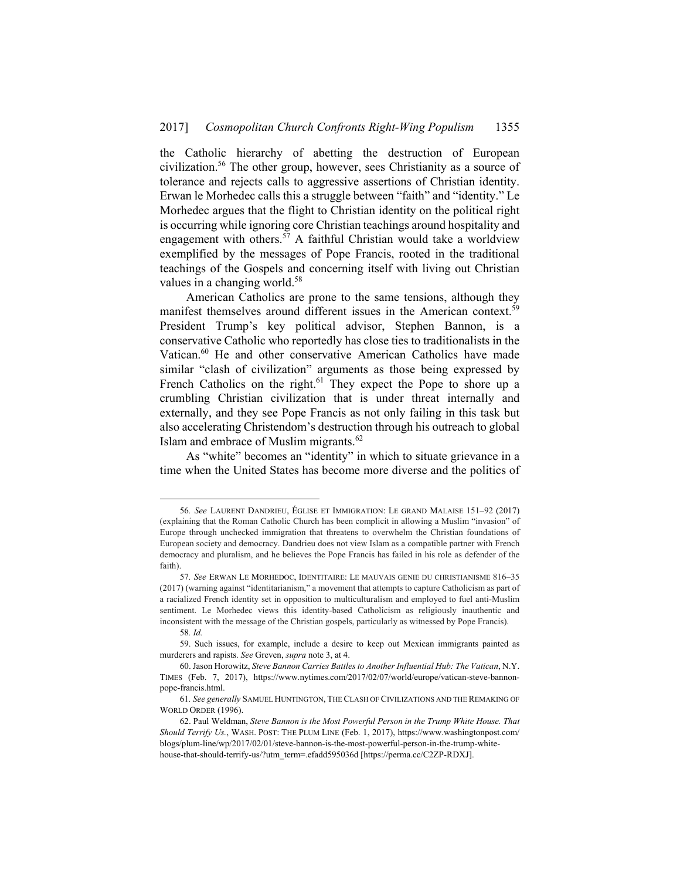the Catholic hierarchy of abetting the destruction of European civilization.[56] The other group, however, sees Christianity as a source of tolerance and rejects calls to aggressive assertions of Christian identity. Erwan le Morhedec calls this a struggle between "faith" and "identity." Le Morhedec argues that the flight to Christian identity on the political right is occurring while ignoring core Christian teachings around hospitality and engagement with others.[57] A faithful Christian would take a worldview exemplified by the messages of Pope Francis, rooted in the traditional teachings of the Gospels and concerning itself with living out Christian values in a changing world.[58]

American Catholics are prone to the same tensions, although they manifest themselves around different issues in the American context.[59] President Trump's key political advisor, Stephen Bannon, is a conservative Catholic who reportedly has close ties to traditionalists in the Vatican.[60] He and other conservative American Catholics have made similar "clash of civilization" arguments as those being expressed by French Catholics on the right.[61] They expect the Pope to shore up a crumbling Christian civilization that is under threat internally and externally, and they see Pope Francis as not only failing in this task but also accelerating Christendom's destruction through his outreach to global Islam and embrace of Muslim migrants.[62]

As "white" becomes an "identity" in which to situate grievance in a time when the United States has become more diverse and the politics of

---

56. *See* LAURENT DANDRIEU, ÉGLISE ET IMMIGRATION: LE GRAND MALAISE 151–92 (2017) (explaining that the Roman Catholic Church has been complicit in allowing a Muslim "invasion" of Europe through unchecked immigration that threatens to overwhelm the Christian foundations of European society and democracy. Dandrieu does not view Islam as a compatible partner with French democracy and pluralism, and he believes the Pope Francis has failed in his role as defender of the faith).

57. *See* ERWAN LE MORHEDOC, IDENTITAIRE: LE MAUVAIS GENIE DU CHRISTIANISME 816–35 (2017) (warning against "identitarianism," a movement that attempts to capture Catholicism as part of a racialized French identity set in opposition to multiculturalism and employed to fuel anti-Muslim sentiment. Le Morhedec views this identity-based Catholicism as religiously inauthentic and inconsistent with the message of the Christian gospels, particularly as witnessed by Pope Francis).

58. *Id.*

59. Such issues, for example, include a desire to keep out Mexican immigrants painted as murderers and rapists. *See* Greven, *supra* note 3, at 4.

60. Jason Horowitz, *Steve Bannon Carries Battles to Another Influential Hub: The Vatican*, N.Y. TIMES (Feb. 7, 2017), https://www.nytimes.com/2017/02/07/world/europe/vatican-steve-bannon-pope-francis.html.

61. *See generally* SAMUEL HUNTINGTON, THE CLASH OF CIVILIZATIONS AND THE REMAKING OF WORLD ORDER (1996).

62. Paul Weldman, *Steve Bannon is the Most Powerful Person in the Trump White House. That Should Terrify Us.*, WASH. POST: THE PLUM LINE (Feb. 1, 2017), https://www.washingtonpost.com/blogs/plum-line/wp/2017/02/01/steve-bannon-is-the-most-powerful-person-in-the-trump-white-house-that-should-terrify-us/?utm_term=.efadd595036d [https://perma.cc/C2ZP-RDXJ].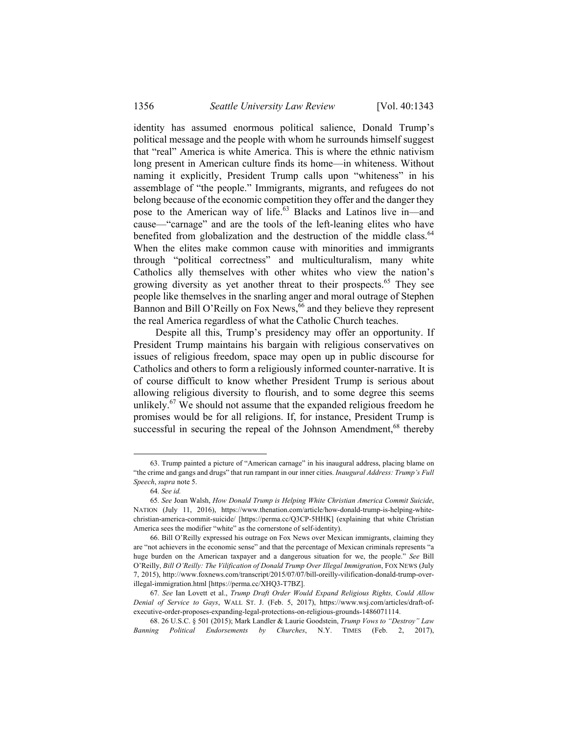identity has assumed enormous political salience, Donald Trump's political message and the people with whom he surrounds himself suggest that "real" America is white America. This is where the ethnic nativism long present in American culture finds its home—in whiteness. Without naming it explicitly, President Trump calls upon "whiteness" in his assemblage of "the people." Immigrants, migrants, and refugees do not belong because of the economic competition they offer and the danger they pose to the American way of life.[63] Blacks and Latinos live in—and cause—"carnage" and are the tools of the left-leaning elites who have benefited from globalization and the destruction of the middle class.[64] When the elites make common cause with minorities and immigrants through "political correctness" and multiculturalism, many white Catholics ally themselves with other whites who view the nation's growing diversity as yet another threat to their prospects.[65] They see people like themselves in the snarling anger and moral outrage of Stephen Bannon and Bill O'Reilly on Fox News,[66] and they believe they represent the real America regardless of what the Catholic Church teaches.

Despite all this, Trump's presidency may offer an opportunity. If President Trump maintains his bargain with religious conservatives on issues of religious freedom, space may open up in public discourse for Catholics and others to form a religiously informed counter-narrative. It is of course difficult to know whether President Trump is serious about allowing religious diversity to flourish, and to some degree this seems unlikely.[67] We should not assume that the expanded religious freedom he promises would be for all religions. If, for instance, President Trump is successful in securing the repeal of the Johnson Amendment,[68] thereby

---

63. Trump painted a picture of "American carnage" in his inaugural address, placing blame on "the crime and gangs and drugs" that run rampant in our inner cities. *Inaugural Address: Trump's Full Speech*, *supra* note 5.

64. *See id.*

65. *See* Joan Walsh, *How Donald Trump is Helping White Christian America Commit Suicide*, NATION (July 11, 2016), https://www.thenation.com/article/how-donald-trump-is-helping-white-christian-america-commit-suicide/ [https://perma.cc/Q3CP-5HHK] (explaining that white Christian America sees the modifier "white" as the cornerstone of self-identity).

66. Bill O'Reilly expressed his outrage on Fox News over Mexican immigrants, claiming they are "not achievers in the economic sense" and that the percentage of Mexican criminals represents "a huge burden on the American taxpayer and a dangerous situation for we, the people." *See* Bill O'Reilly, *Bill O'Reilly: The Vilification of Donald Trump Over Illegal Immigration*, FOX NEWS (July 7, 2015), http://www.foxnews.com/transcript/2015/07/07/bill-oreilly-vilification-donald-trump-over-illegal-immigration.html [https://perma.cc/XHQ3-T7BZ].

67. *See* Ian Lovett et al., *Trump Draft Order Would Expand Religious Rights, Could Allow Denial of Service to Gays*, WALL ST. J. (Feb. 5, 2017), https://www.wsj.com/articles/draft-of-executive-order-proposes-expanding-legal-protections-on-religious-grounds-1486071114.

68. 26 U.S.C. § 501 (2015); Mark Landler & Laurie Goodstein, *Trump Vows to "Destroy" Law Banning Political Endorsements by Churches*, N.Y. TIMES (Feb. 2, 2017),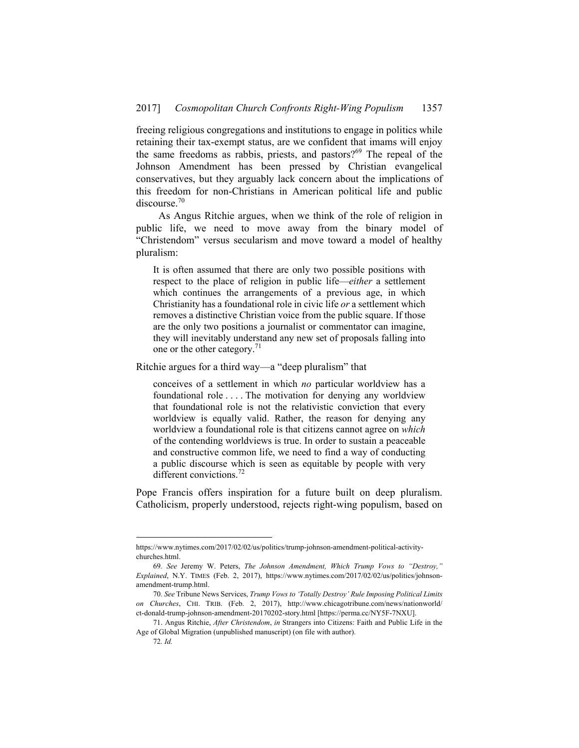freeing religious congregations and institutions to engage in politics while retaining their tax-exempt status, are we confident that imams will enjoy the same freedoms as rabbis, priests, and pastors?[69] The repeal of the Johnson Amendment has been pressed by Christian evangelical conservatives, but they arguably lack concern about the implications of this freedom for non-Christians in American political life and public discourse.[70]

As Angus Ritchie argues, when we think of the role of religion in public life, we need to move away from the binary model of "Christendom" versus secularism and move toward a model of healthy pluralism:

> It is often assumed that there are only two possible positions with respect to the place of religion in public life—*either* a settlement which continues the arrangements of a previous age, in which Christianity has a foundational role in civic life *or* a settlement which removes a distinctive Christian voice from the public square. If those are the only two positions a journalist or commentator can imagine, they will inevitably understand any new set of proposals falling into one or the other category.[71]

Ritchie argues for a third way—a "deep pluralism" that

> conceives of a settlement in which *no* particular worldview has a foundational role . . . . The motivation for denying any worldview that foundational role is not the relativistic conviction that every worldview is equally valid. Rather, the reason for denying any worldview a foundational role is that citizens cannot agree on *which* of the contending worldviews is true. In order to sustain a peaceable and constructive common life, we need to find a way of conducting a public discourse which is seen as equitable by people with very different convictions.[72]

Pope Francis offers inspiration for a future built on deep pluralism. Catholicism, properly understood, rejects right-wing populism, based on

---

https://www.nytimes.com/2017/02/02/us/politics/trump-johnson-amendment-political-activity-churches.html.

69. *See* Jeremy W. Peters, *The Johnson Amendment, Which Trump Vows to "Destroy," Explained*, N.Y. TIMES (Feb. 2, 2017), https://www.nytimes.com/2017/02/02/us/politics/johnson-amendment-trump.html.

70. *See* Tribune News Services, *Trump Vows to 'Totally Destroy' Rule Imposing Political Limits on Churches*, CHI. TRIB. (Feb. 2, 2017), http://www.chicagotribune.com/news/nationworld/ct-donald-trump-johnson-amendment-20170202-story.html [https://perma.cc/NY5F-7NXU].

71. Angus Ritchie, *After Christendom*, *in* Strangers into Citizens: Faith and Public Life in the Age of Global Migration (unpublished manuscript) (on file with author).

72. *Id.*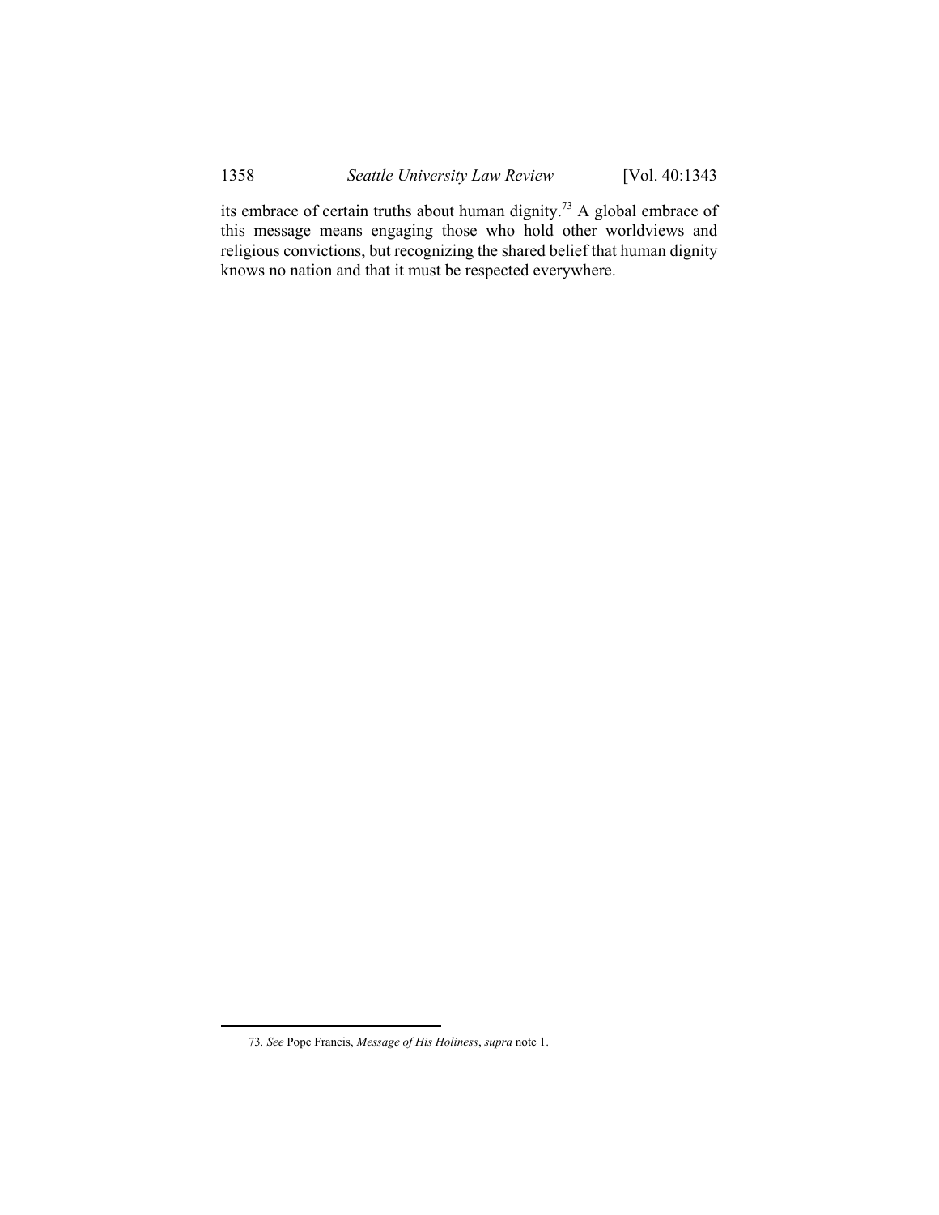its embrace of certain truths about human dignity.[73] A global embrace of this message means engaging those who hold other worldviews and religious convictions, but recognizing the shared belief that human dignity knows no nation and that it must be respected everywhere.

---

73. *See* Pope Francis, *Message of His Holiness*, *supra* note 1.